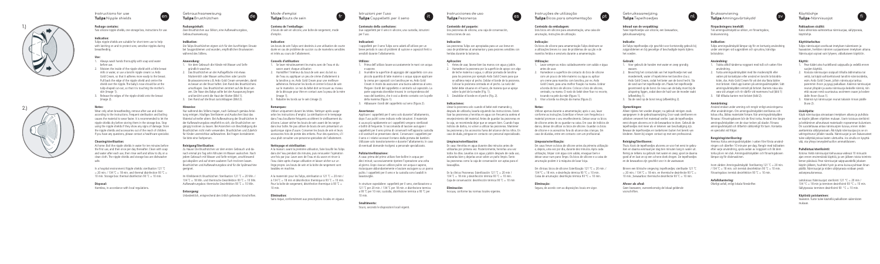Instructions for use
**Tulipa** Nipple shields

en

**Package contains:**
Two silicone nipple shields, one storage box, instructions for use.

**Indication:**
Tulipa nipple shields are suitable for short-term use to help with latching on and to protect sore, sensitive nipples during breastfeeding.

**Use:**
1. Always wash hands thoroughly with soap and water before use.
2. Moisten the inside of the nipple shield with a little breast milk or water, or use a lanolin nipple cream i.e. Ardo Gold Cream, so that it adheres more easily to the breast. Pull back the edge of the nipple shield and centre the shield over the nipple. The baby's nose should be at the tulip-shaped cut-out, so that it is touching the mother's skin (image 1).
3. Release the edges of the nipple shield onto the breast (image 2).

**Notes:**
Wear only when breastfeeding, remove after use and clean according to the instructions. Frequent sterilisation and boiling causes the material to wear faster. It is recommended to let the nipple shields dry before storing them in the storage box. Stop using the nipple shields if they show any signs of damage. Store the nipple shields and accessories out of the reach of children. If you have any questions, please contact a healthcare specialist.

**Cleaning/sterilisation:**
At home: Boil the nipple shields in water for ten minutes before the first use, and then once per day thereafter. Clean with soap and water after each use, then rinse well and allow to dry on a clean cloth. The nipple shields and storage box are dishwasher safe.

In a hospital environment: Nipple shields: sterilisation 121 °C = 20 min. / 134 °C = 18 min. and thermal disinfection 93 °C = 10 min. Storage box: thermal disinfection 93 °C = 10 min.

**Disposal:**
Harmless, in accordance with local regulations.

Gebrauchsanweisung
**Tulipa** Brusthütchen

de

**Packungsinhalt:**
Zwei Brusthütchen aus Silikon, eine Aufbewahrungsbox, Gebrauchsanweisung.

**Indikation:**
Die Tulipa Brusthütchen eignen sich für den kurzfristigen Einsatz bei Saugproblemen und wunden, empfindlichen Brustwarzen während des Stillens.

**Anwendung:**
1. Vor dem Gebrauch die Hände mit Wasser und Seife gründlich waschen.
2. Das Brusthütchen an der Auflagefläche mit etwas Muttermilch oder Wasser anfeuchten oder Lanolin Brustwarzencreme z.B. Ardo Gold Cream verwenden, damit es besser an der Brust haftet. Den Rand des Brusthütchens umschlagen. Das Brusthütchen zentriert auf die Brustwarze. Die Nase des Babys sollte bei der Aussparung liegen und berührt somit die Haut der Mutter (Bild 1).
3. Den Rand auf die Brust zurückklappen (Bild 2).

**Hinweise:**
Nur während des Stillens tragen, nach Gebrauch gemäss Anleitung reinigen. Häufiges Sterilisieren und Auskochen lässt das Material schneller altern. Bei Aufbewahrung der Brusthütchen in der Aufbewahrungsbox empfiehlt es sich, die Brusthütchen vorgängig trocknen zu lassen. Bei Anzeichen von Beschädigung die Brusthütchen nicht mehr verwenden. Brusthütchen und Zubehör für Kinder unerreichbar aufbewahren. Bei Fragen kontaktieren Sie bitte eine Fachperson.

**Reinigung/Sterilisation:**
Zu Hause: Die Brusthütchen vor dem ersten Gebrauch und danach einmal pro Tag zehn Minuten im Wasser auskochen. Nach jedem Gebrauch mit Wasser und Seife reinigen, anschliessend gut abspülen und auf einem sauberen Tuch trocknen lassen. Brusthütchen und Aufbewahrungsbox sind für die Spülmaschine geeignet.

Im Klinikbereich: Brusthütchen: Sterilisation 121 °C = 20 Min. / 134 °C = 18 Min. und thermische Desinfektion 93 °C = 10 Min. Aufbewahrungsbox: thermische Desinfektion 93 °C = 10 Min.

**Entsorgung:**
Unbedenklich, entsprechend den örtlich geltenden Vorschriften.

Mode d'emploi
**Tulipa** Bouts de sein

fr

**Contenu de l'emballage:**
2 bouts de sein en silicone, une boîte de rangement, mode d'emploi.

**Indication:**
Les bouts de sein Tulipa sont destinés à une utilisation de courte durée en cas de problème de succion ou de mamelons sensibles et irrités au cours de l'allaitement.

**Conseils d'utilisation:**
1. Se laver minutieusement les mains avec de l'eau et du savon avant chaque utilisation.
2. Humidifier l'intérieur du bout de sein avec du lait ou de l'eau ou appliquer un peu de crème d'allaitement à la lanoline p.ex. Ardo Gold Cream pour une meilleure adhérence. Retourner les bords et centrer le bout de sein sur le mamelon. Le nez du bébé doit se trouver au niveau de la découpe pour être en contact avec la peau de la mère (image 1).
3. Rabattre les bords sur le sein (image 2).

**Remarques:**
Utiliser uniquement durant les tétées. Nettoyer après usage selon les instructions d'emploi. La stérilisation et le trempage dans l'eau bouillante fréquents accélèrent le vieillissement du silicone. Laisser sécher les bouts de sein avant de les ranger dans leur boîte. Ne pas utiliser de bouts de sein présentant un quelconque signe d'usure. Conserver les bouts de sein et leurs accessoires hors de portée des enfants. Pour des questions, s'il vous plaît consulter une personne spécialisée de l'allaitement.

**Nettoyage et stérilisation:**
À la maison: avant la première utilisation, faire bouillir les Tulipa dans de l'eau pendant dix minutes, puis renouveler l'opération une fois par jour. Laver avec de l'eau et du savon et rincer à l'eau claire après chaque utilisation et laisser sécher sur un linge propre. Les bouts de sein et la boîte de rangement sont lavables en machine.

À la maternité: pour les Tulipa, stérilisation à 121 °C = 20 min / à 134 °C = 18 min et désinfection thermique à 93 °C = 10 min. Pour la boîte de rangement, désinfection thermique à 93 °C = 10 min.

**Élimination:**
Sans risque, conformément aux prescriptions locales en vigueur.

Istruzioni per l'uso
**Tulipa** Cappelletti per il seno

it

**Contenuto della confezione:**
Due cappelletti per il seno in silicone, una custodia, istruzioni per l'uso.

**Indicazioni:**
I cappelletti per il seno Tulipa sono adatti all'utilizzo per un breve periodo in caso di problemi di suzione e capezzoli feriti o sensibili durante l'allattamento.

**Utilizzo:**
1. Prima dell'utilizzo lavare accuratamente le mani con acqua e sapone.
2. Inumidire la superficie di appoggio del cappelletto con una piccola quantità di latte materno o acqua oppure applicare la crema per capezzoli con lanolina per es. Ardo Gold Cream in modo da assicurare una buona aderenza al seno. Piegare i bordi del cappelletto e centrarlo sul capezzolo. La parte sagomata dovrebbe trovarsi in corrispondenza del naso del bambino, che è così a diretto contatto con la pelle della mamma (figura 1).
3. Abbassare i bordi del cappelletto sul seno (figura 2).

**Avvertenze:**
Applicare i cappelletti per il seno solo durante l'allattamento, dopo l'uso pulirli come indicato nelle istruzioni. Il materiale è usurato più rapidamente se i cappelletti vengono sterilizzati e bolliti di frequente. Si raccomanda di lasciare asciugare i cappelletti per il seno prima di conservarli nell'apposita custodia e di controllarli se presentano danni. Conservare i cappelletti per il seno e i relativi accessori fuori dalla portata dei bambini. Utilizzare solo tassativamente e durante l'allattamento. In caso di eventuali domande rivolgersi a personale specializzato.

**Pulizia/sterilizzazione:**
A casa: prima del primo utilizzo fare bollire in acqua per dieci minuti, successivamente ripetere l'operazione una volta al giorno. Dopo ciascun utilizzo pulire con acqua e sapone, risciacquare abbondantemente e lasciare asciugare su un panno pulito. I cappelletti per il seno e la custodia sono lavabili in lavastoviglie.

In strutture ospedaliere: cappelletti per il seno, sterilizzazione a 121 °C per 20 min. / 134 °C per 18 min. e disinfezione termica a 93 °C per 10 min; custodia, disinfezione termica a 93 °C per 10 min.

**Smaltimento:**
Sicuro, secondo le disposizioni locali vigenti.

Instrucciones de uso
**Tulipa** Pezoneras

es

**Contenido del paquete:**
Dos pezoneras de silicona, una caja de conservación, instrucciones de uso.

**Indicación:**
Las pezoneras Tulipa son apropiadas para un uso breve en caso de problemas al amamantar y para pezones sensibles con heridas durante la lactancia.

**Aplicación:**
1. Antes de usar, lávese bien las manos con agua y jabón.
2. Humedecer la pezonera por la superficie de apoyo con algo de leche materna o agua, o utilizar pomada de lanolina para los pezones por ejemplo Ardo Gold Cream para que se adhiera mejor al pecho. Doblar el borde de la pezonera. Colocar la pezonera centrada en el pecho. La nariz del bebé debe situarse en el hueco, de manera que se apoye sobre la piel de la madre (Fig. 1).
3. Desdoblar el borde en el pecho (Fig. 2).

**Indicaciones:**
Llevar la pezonera solo cuando el bebé esté mamando y, después de utilizarla, lavarla siguiendo las instrucciones. Esterilizar las pezoneras y hervirlas en agua con frecuencia acelera el envejecimiento del material. Antes de guardar las pezoneras en la caja, se recomienda dejar que se sequen bien. Cuando haya indicios de daños, no volver a utilizar las pezoneras. Mantener las pezoneras y los accesorios fuera del alcance de los niños. En caso de duda, póngase en contacto con personal especializado.

**Limpieza/esterilización:**
En casa: Hervirlas en agua durante diez minutos antes de utilizarlas por primera vez. Posteriormente, hervirlas una vez todos los días. Lavarlas con agua y jabón después de cada uso, aclararlas bien y dejarlas secar sobre un paño limpio. Tanto las pezoneras como la caja de conservación son aptas para el lavavajillas.

En la clínica: Pezoneras: Esterilización 121 °C = 20 min. / 134 °C = 18 min. y desinfección térmica 93 °C = 10 min. Caja de conservación: desinfección térmica 93 °C = 10 min.

**Eliminación:**
Inocuas, conforme las normas locales vigentes.

Instruções de utilização
**Tulipa** Bicos para amamentação

pt

**Conteúdo da embalagem:**
Dois bicos em silicone para amamentação, uma caixa de armazenagem, instruções de utilização.

**Indicação:**
Os bicos de silicone para amamentação Tulipa destinam-se a utilizações breves no caso de problemas de sucção e de mamilos feridos e sensíveis durante a amamentação.

**Utilização:**
1. Lavar sempre as mãos cuidadosamente com sabão e água antes de usar.
2. Humedecer a superfície de contacto do bico de silicone com um pouco de leite materno ou água ou aplicar um creme para mamilos com lanolina, por ex. Ardo Gold Cream, para uma melhor fixação na mama. Dobrar a borda do bico de silicone. Colocar o bico de silicone, centrado, na mama. O nariz do bebé deve ficar tocando na pele da mãe (Fig. 1).
3. Virar a borda na direção da mama (Figura 2).

**Notas:**
Utilizar apenas durante a amamentação; após o uso, lavar conforme as instruções. Esterilizar e ferver com frequência o material provoca o seu envelhecimento. Deixar secar os bicos de silicone antes de os guardar na caixa. Em caso de indícios de danos, deixar de utilizar os bicos de silicone. Guardar os bicos de silicone e os acessórios fora do alcance das crianças. Em caso de dúvidas, entre em contacto com um profissional.

**Limpeza/esterilização:**
Em casa: ferver os bicos de silicone antes da primeira utilização e, depois, uma vez por dia, durante dez minutos. Após cada utilização, limpar com água com sabão, enxaguar bem e deixar secar num pano limpo. Os bicos de silicone e a caixa de armazenagem podem ir à máquina de lavar loiça.

Em clínicas: bicos de silicone: Esterilização 121 °C = 20 min. / 134 °C = 18 min. e desinfeção térmica 93 °C = 10 min. Caixa de armazenagem: desinfeção térmica 93 °C = 10 min.

**Eliminação:**
Seguras, de acordo com as disposições locais em vigor.

Gebruiksaanwijzing
**Tulipa** Tepelhoedjes

nl

**Inhoud van de verpakking:**
Twee tepelhoedjes van silicone, een bewaarbox, gebruiksaanwijzing.

**Indicatie:**
De Tulipa tepelhoedjes zijn geschikt voor kortstondig gebruik bij zuigproblemen en bij gevoelige of beschadigde tepels tijdens het voeden.

**Gebruik:**
1. Voor gebruik de handen met water en zeep grondig wassen.
2. Bevochtig het contactvlak van het tepelhoedje met wat moedermelk, water of tepelcrème met lanoline d.w.z. Ardo Gold Cream, zodat het beter aan de borst hecht. Sla de rand van het tepelhoedje om. Plaats het tepelhoedje gecentreerd op de borst. De neus van de baby moet bij de uitsparing liggen, zodat deze de huid van de moeder raakt (afbeelding 1).
3. Sla de rand op de borst terug (afbeelding 2).

**Opmerkingen:**
Alleen tijdens het voeden dragen; na gebruik reinigen zoals aangegeven in de gebruiksaanwijzing. Door vaak steriliseren en uitkoken verweert het materiaal sneller. Laat de tepelhoedjes eerst drogen alvorens ze in de bewaarbox te doen. Gebruik de tepelhoedjes niet meer als er tekenen van beschadiging zijn. Bewaar de tepelhoedjes en toebehoren buiten het bereik van kinderen. Neem bij vragen contact op met een professional.

**Reiniging/Sterilisren:**
Thuis: Kook de tepelhoedjes alvorens ze voor het eerst te gebruiken en daarna eenmaal per dag tien minuten lang in water uit. Reinig ze telkens na gebruik met water en zeep, spoel ze daarna goed af en laat ze op een schone doek drogen. De tepelhoedjes en de bewaarbox zijn geschikt voor in de vaatwasser.

Binnen een klinische omgeving: tepelhoedjes: sterilisatie 121 °C = 20 min. / 134 °C = 18 min. en thermische desinfectie 93 °C = 10 min.; bewaarbox: thermische desinfectie 93 °C = 10 min.

**Afvoer als afval:**
Geen bezwaren, overeenkomstig de lokaal geldende voorschriften.

Bruksanvisning
**Tulipa** Amningsvårtskydd

sv

**Förpackningens innehåll:**
Två amningsvårtskydd av silikon, en förvaringsbox, bruksanvisning.

**Indikation:**
Tulipa amningsvårtskydd lämpar sig för en kortvarig användning under amningen vid sugproblem och spruckna, känsliga bröstvårtor.

**Användning:**
1. Tvätta alltid händerna noggrant med tvål och vatten före användning.
2. Fukta amningsvårtskyddet med lite modersmjölk eller vatten på kontaktytan eller använd en lanolin bröstvårtskräm, dvs. Ardo Gold Cream, så det sitter bättre mot bröstet. Vikst upp kanten på amningsvårtskyddet. Sätt amningsvårtskyddet centrerat på bröstet. Barnets näsa ska vara vid urtaget och rör därför vid mammans hud (Bild 1).
3. Fäll tillbaka kanten mot bröstet (bild 2).

**Anmärkning:**
Använd endast under amning och rengör enligt anvisningarna efter användningen. Ofta amningsvårtskyddet steriliseras och kokas ofta, åldras materialet fortare. När amningsvårtskydden förvaras i förvaringsboxen bör de först torka. Använd inte längre amningsvårtskydden om de visar tecken på skador. Förvara amningsvårtskydd och tillbehör oåtkomligt för barn. Kontakta en specialist vid frågor.

**Rengöring/sterilisering:**
Hemma: Koka amningsvårtskydden i vatten före första användningen och därefter 10 minuter per dag. Rengör med tvål/vatten efter varje användning, spola sedan av noggrant och låt dem torka på en ren duk. Amningsvårtskydden och förvaringsboxen lämpar sig för diskmaskinen.

Inom vården: Amningsvårtskydd: Sterilisering 121 °C = 20 min / 134 °C = 18 min. och termisk desinfektion 93 °C = 10 min. Förvaringsbox: termisk desinfektion 93 °C = 10 min.

**Avfallshantering:**
Ofarligt avfall, enligt lokala föreskrifter.

Käyttöohje
**Tulipa**-Nännisuojat

fi

**Pakkauksen sisältö:**
Kaksi silikonista valmistettua nännisuojaa, säilytysrasia, käyttöohje.

**Käyttötarkoitus:**
Tulipa-nännisuojat soveltuvat lyhytaikaiseen käyttöön imetyksen aikana, kun vauvalla on ongelmia imemisessä tai äidin nännit ovat arat ja herkät.

**Käyttö:**
1. Pese kädet aina huolellisesti saippualla ja vedellä ennen käyttöä.
2. Kostuta nännisuojan sisäpuoli tilkalla äidinmaitoa tai vettä, tai käytä lanoliinipohjaista nännivoidetta, esim. Ardo Gold Creamia, jotta suoja kiinnittyy paremmin rintaan. Käännä nännisuojan reunat taakse. Aseta nännisuoja nännin päälle keskelle. Vauvan nenän tulee olla suojan aukon kohdalla, jolloin se koskettaa äidin ihoa (kuva 1).
3. Käännä nyt nännisuojan reunat takaisin rinnan päälle (kuva 2).

**Lisäohjeita:**
Käytä nännisuojia ainoastaan imetyksen aikana ja puhdista ne käytön jälkeen ohjeiden mukaan. Usein toistuva sterilointi ja keittäminen aiheuttavat materiaalin nopeamman kulumisen. On suositeltavaa antaa nännisuojien kuivua ennen niiden asettamista säilytysrasiaan. Älä käytä nännisuojia jos ne on vahingoittunut. Säilytä nännisuojat ja niiden lisävarusteet lasten ulottumattomissa. Jos sinulla on kysyttävää, ota yhteys terveydenhuollon ammattilaiseen.

**Puhdistus/sterilointi:**
Kotona: Keitä nännisuojat vedessä 10 minuutin ajan ennen ensimmäistä käyttöä, ja sen jälkeen toista toimenpide kerran päivässä. Pese nännisuojat saippuavedellä jokaisen käytön jälkeen, huuhtele hyvin ja anna kuivua puhtaan liinan päällä. Nännisuojat ja niiden säilytysrasia voidaan pestä astianpesukoneessa.

Laitoksissa: Nännisuojat: sterilointi 121 °C = 20 min / 134 °C = 18 min ja lämpödesinfiointi 93 °C = 10 min. Säilytysrasia: lämpödesinfiointi 93 °C = 10 min.

**Käytöstä poistaminen:**
Vaaraton. Toimi tuote käsitellä paikallisten säädösten mukaan.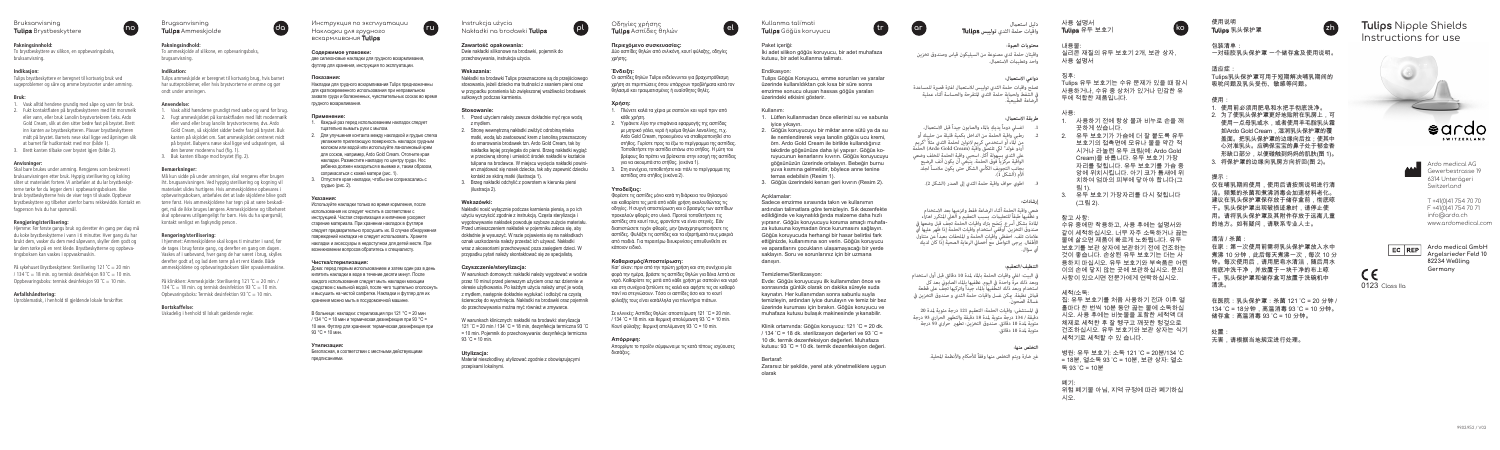## Bruksanvisning
**Tulips** Brystbeskyttere

**Pakningsinnhold:**
To brystbeskyttere av silikon, en oppbevaringsboks, bruksanvisning.

**Indikasjon:**
Tulips brystbeskyttere er beregnet til kortvarig bruk ved sugeproblemer og sår og ømme brystvorter under amming.

**Bruk:**
1. Vask alltid hendene grundig med såpe og vann før bruk.
2. Fukt kontaktflaten på brystbeskytteren med litt morsmelk eller vann, eller bruk Lanolin brystvortekrem fra Ardo, Ardo Gold Cream, slik at den sitter bedre fast på brystet. Brett kanten av brystbeskytteren. Plasser brystbeskytteren midt på brystet. Barnets nese skal ligge ved åpningen slik at barnet får fast kontakt med mor (bilde 1).
3. Brett kanten tilbake over brystet igjen (bilde 2).

**Anvisninger:**
Skal bare brukes under amming. Rengjøres som beskrevet i bruksanvisningen etter bruk. Hyppig amming/tømming og kontakt mellom barnet og mor er viktig. Ta kontakt med jordmor, lege eller ammeveileder dersom du får problemer.

**Rengjøring/sterilisering:**
Hjemme: før første gangs bruk og deretter én gang per dag må du koke brystbeskytterne i vann i 5 minutter. Hver gang du har brukt dem, vasker du dem med oppvaskmiddel og varmt vann. Skyll grundig med rent vann.
På sykehuset: Sterilisering 121 °C = 20 min / 134 °C = 10 min, eventuelt desinfisering 93 °C = 10 min. Oppbevaringsboks: termisk desinfeksjon 93 °C = 10 min.

**Avfallshåndtering:**
Kastes i husholdningsavfallet i henhold til gjeldende lokale forskrifter.

## Brugsanvisning
**Tulips** Ammeskjolde

**Pakningsindhold:**
To ammeskjolde af silikone, en opbevaringsboks, brugsanvisning.

**Indikation:**
Tulips ammeskjolde er beregnet til kortvarig brug, hvis barnet har sutteproblemer, eller hvis brystvorterne er ømme og sårede under amningen.

**Anvendelse:**
1. Vask altid hænderne grundigt med sæbe og vand før brug.
2. Fugt ammeskjoldets kontaktflade med lidt modermælk eller vand eller brug lanolin brystvortecreme, fra Ardo Gold Cream, så skjoldet sidder bedre fast på brystet. Ret kanten på skjoldet om. Sæt ammeskjoldet centreret midt på brystet. Babyens næse skal ligge ved udsparingen, så den har øjenkontakt med mor (fig. 1).
3. Bøj kanten tilbage mod brystet (fig. 2).

**Bemærkninger:**
Må kun bruges under amningen, skal rengøres efter brugen iht. brugsanvisningen. Hyppig amning/tømning og kontakt mellem baby og mor er vigtigt. Kontakt jordemoder, læge eller ammeekspert ved problemer.

**Rengøring/sterilisering:**
I hjemmet: Ammeskjoldene skal koges i 5 minutter i vand, før de tages i brug første gang, og derefter én gang om dagen. Vaskes efter hver brug med opvaskemiddel og varmt vand. Skyl grundigt med rent vand.
På klinikken: Sterilisering 121 °C = 20 min. / 134 °C = 10 min, eller termisk desinfektion 93 °C = 10 min. Opbevaringsboks: termisk desinfektion 93 °C = 10 min.

**Bortskaffelse:**
Bortskaffes sammen med husholdningsaffaldet i henhold til lokale gældende regler.

## Инструкция по эксплуатации
Накладки для грудного вскармливания **Tulips**

**Содержимое упаковки:**
Две силиконовые накладки для грудного вскармливания, футляр для хранения, инструкция по эксплуатации.

**Показания:**
Накладки для грудного вскармливания Tulips предназначены для кратковременного использования при неправильном захвате груди и болезненных, чувствительных сосках во время грудного вскармливания.

**Применение:**
1. Каждый раз перед использованием накладок следует тщательно вымыть руки с мылом.
2. Для улучшения контакта между накладкой и грудью слегка увлажните контактную поверхность накладки грудным молоком или водой или используйте ланолиновый крем для сосков, например, Ardo Gold Cream. Отогните край накладки. Разместите накладку по центру груди. Нос ребенка должен находиться в выемке, чтобы ребенок мог сохранять контакт с матерью (рис. 1).
3. Отогните край накладки, чтобы он соприкасался с грудью (рис. 2).

**Указания:**
Используйте накладки только во время кормления, после использования их следует очистить в соответствии с инструкцией. Частое прикладывание к груди/сцеживание и контакт ребенка с матерью очень важны. В случае возникновения проблем обратитесь к акушерке, врачу или консультанту по грудному вскармливанию.

**Чистка/стерилизация:**
Дома: перед первым использованием и затем один раз в день кипятить накладки в воде в течение 5 минут. После каждого использования очистить накладки средством для мытья посуды и горячей водой, затем тщательно ополоснуть чистой водой.
В больнице: стерилизация при 121 °C = 20 мин / 134 °C = 10 мин или термическая дезинфекция при 93 °C = 10 мин. Футляр для хранения: термическая дезинфекция при 93 °C = 10 мин.

**Утилизация:**
Безопасная, в соответствии с местными действующими предписаниями.

## Instrukcja użycia
Nakładki na brodawki **Tulips**

**Zawartość opakowania:**
Dwie nakładki silikonowe na brodawki, pojemnik do przechowywania, instrukcja użycia.

**Wskazania:**
Nakładki na brodawki Tulips przeznaczone są do krótkotrwałego stosowania, jeżeli dziecko ma trudności z ssaniem piersi oraz w przypadku zranionych lub bolesnych brodawek podczas karmienia piersią.

**Stosowanie:**
1. Przed użyciem nakładki zawsze dokładnie myć ręce wodą z mydłem.
2. Aby nakładka lepiej przylegała, zwilżyć jej powierzchnię niewielką ilością pokarmu lub wody albo zastosować krem z lanoliną, np. Ardo Gold Cream. Wywinąć brzeg nakładki. Umieścić nakładkę centralnie na piersi. Nosek dziecka powinien znajdować się w wycięciu, aby dziecko miało kontakt z matką (ilustracja 1).
3. Brzeg nakładki odchylić z powrotem w kierunku piersi (ilustracja 2).

**Wskazówki:**
Nakładki można stosować wyłącznie podczas karmienia piersią, a po ich użyciu oczyścić zgodnie z instrukcją. Częste karmienie/odciąganie pokarmu oraz kontakt między dzieckiem a matką są bardzo ważne. W przypadku problemów należy skontaktować się z położną, lekarzem lub doradcą laktacyjnym.

**Czyszczenie/sterylizacja:**
W warunkach domowych: nakładki należy wygotować w wodzie przez 5 minut przed pierwszym użyciem, a następnie raz dziennie. Po każdym użyciu umyć płynem do mycia naczyń i gorącą wodą, a następnie dokładnie wypłukać czystą wodą.
W warunkach klinicznych: sterylizacja w temp. 121 °C = 20 min / 134 °C = 10 min lub dezynfekcja termiczna w temp. 93 °C = 10 min. Pojemnik do przechowywania: dezynfekcja termiczna 93 °C = 10 min.

**Utylizacja:**
Zgodnie z obowiązującymi przepisami lokalnymi.

## Οδηγίες χρήσης
**Tulips** Ασπίδες θηλών

**Περιεχόμενα συσκευασίας:**
Δύο ασπίδες θηλών από σιλικόνη, κουτί φύλαξης, οδηγίες χρήσης.

**Ένδειξη:**
Οι ασπίδες θηλών Tulips ενδείκνυνται για βραχυπρόθεσμη χρήση σε περιπτώσεις όπου υπάρχουν προβλήματα κατά τον θηλασμό και τραυματισμένες ή ευαίσθητες θηλές.

**Χρήση:**
1. Πλένετε πάντα τα χέρια με σαπούνι και νερό πριν από κάθε χρήση.
2. Υγράνετε λίγο την επιφάνεια επαφής της ασπίδας με μητρικό γάλα ή νερό ή χρησιμοποιήστε κρέμα λανολίνης, π.χ. Ardo Gold Cream, προκειμένου να επιτευχθεί καλύτερη εφαρμογή. Γυρίστε προς τα έξω το άκρο της ασπίδας. Τοποθετήστε την ασπίδα κεντρικά στο στήθος. Η μύτη του βρέφους θα πρέπει να βρίσκεται στην εσοχή ώστε να υπάρχει επαφή με τη μητέρα (εικόνα 1).
3. Στη συνέχεια, τοποθετήστε και πάλι το άκρο πάνω στο στήθος (εικόνα 2).

**Υποδείξεις:**
Θα πρέπει να χρησιμοποιούνται μόνο κατά τη διάρκεια του θηλασμού και να καθαρίζονται μετά από κάθε χρήση σύμφωνα με τις οδηγίες. Ο συχνός θηλασμός/άντληση και η επαφή μεταξύ βρέφους και μητέρας είναι σημαντικά. Σε περίπτωση προβλημάτων επικοινωνήστε με τη μαία, τον γιατρό ή σύμβουλο θηλασμού.

**Καθαρισμός/Αποστείρωση:**
Κατ' οίκον: πριν από την πρώτη χρήση και στη συνέχεια μία φορά την ημέρα, βράστε τις ασπίδες θηλών για 5 λεπτά σε νερό. Καθαρίστε τις μετά από κάθε χρήση με υγρό πιάτων και ζεστό νερό. Ξεπλύνετε καλά με καθαρό νερό.
Σε κλινικές: Αποστείρωση 121 °C = 20 λεπτά / 134 °C = 10 λεπτά ή θερμική απολύμανση 93 °C = 10 λεπτά. Κουτί φύλαξης: θερμική απολύμανση 93 °C = 10 λεπτά.

**Απόρριψη:**
Απορρίψτε σύμφωνα με τους ισχύοντες τοπικούς κανονισμούς.

## Kullanma talimatı
**Tulips** Göğüs koruyucu

**Paket içeriği:**
İki adet silikon göğüs koruyucu, bir adet muhafaza kutusu, bir adet kullanma talimatı.

**Endikasyon:**
Tulips Göğüs Koruyucu, emme sorunları ve yaralar üzerinde kullanıldıktan çok kısa bir süre sonra emzirme sorunu olduğu zaman sorunları gidermek için kullanılır.

**Kullanım:**
1. Lütfen kullanmadan önce ellerinizi su ve sabunla iyice yıkayın.
2. Göğüs koruyucuyu bir miktar anne sütü ya da su ile nemlendirerek veya lanolin göğüs ucu kremi, örn. Ardo Gold Cream ile birlikte kullanabilirsiniz. Göğüs koruyucunun kenarını geri katlayın. Göğüs koruyucunun kenarlarını kıvırın. Göğüs koruyucuyu göğüsünüzün üzerinde ortalayın. Bebeğin burnu yuva kısmına gelmelidir, böylece anne temasını sağlamış olur (Resim 1).
3. Göğüs üzerindeki kenarı geri kıvırın (Resim 2).

**Açıklamalar:**
Sadece emzirme sırasında takın ve kullanımı sonrasında talimatlara göre temizleyin. Sık dezenfekte edildiğinde ve kaynatıldığında malzeme daha hızlı yıpranır. Göğüs koruyucusunu sorunu ortaya çıkaran kullanma durumunda ebe, doktor veya emzirme danışmanı ile iletişime geçin. Göğüs koruyucunun kenarlarını kuvvetle kıvırmayın. Problemlerde lütfen bebeğinizin doktoru, ebe veya emzirme danışmanına başvurun.

**Temizleme/Sterilizasyon:**
Evde: Göğüs koruyucu ilk kullanımdan önce ve sonrasında günde bir kez 5 dakika süreyle suda kaynatın. Her kullanımdan sonra bulaşık deterjanı ve sıcak suyla temizleyin, bol temiz suyla durulayın. Göğüs koruyucuyu kuru muhafaza kutusu bulaşık makinesinde yıkanabilir.

Klinik ortamında: Göğüs koruyucu: 121 °C = 20 dk. / 134 °C = 10 dk. sterilizasyon değerleri ile 93 °C = 10 dk. termik dezenfeksiyon değerleri. Muhafaza kutusu: 93 °C = 10 dk. termik dezenfeksiyon değeri.

**Bertaraf:**
Zararsız bir şekilde, yerel atık yönetmeliklere uygun olarak.

## دليل الاستعمال
**Tulips** واقيات الحلمة

**محتويات العبوة:**
واقيتان للحلمة من السيليكون، علبة حفظ، دليل الاستعمال.

**دواعي الاستعمال:**
تُستخدم واقيات الحلمة Tulips للاستعمال لفترة قصيرة في حالة وجود مشاكل في الرضاعة وتشقق الحلمات وحساسيتها أثناء الرضاعة الطبيعية.

**طريقة الاستعمال:**
1. اغسلي يديك جيداً بالماء والصابون قبل كل استعمال.
2. رطبي سطح التلامس لواقي الحلمة بقليل من حليب الأم أو الماء أو استخدمي كريم اللانولين للحلمات مثل Ardo Gold Cream لكي يلتصق الواقي بشكل أفضل بالثدي. اقلبي حافة واقي الحلمة. ضعي واقي الحلمة في منتصف الثدي. يجب أن يكون أنف الطفل في التجويف حتى يتمكن من التواصل مع الأم (الشكل 1).
3. أعيدي قلب الحافة على الثدي (الشكل 2).

**إرشادات:**
يُستخدم فقط أثناء الرضاعة، وينظف بعد الاستعمال وفقاً لدليل الاستعمال. الرضاعة/الشفط المتكرر والتواصل بين الطفل والأم مهمان. في حالة وجود مشاكل، اتصلي بالقابلة أو الطبيب أو استشارية الرضاعة.

**التنظيف/التعقيم:**
في المنزل: قبل الاستعمال الأول وبعد ذلك مرة واحدة يومياً، اغلي واقيات الحلمة في الماء لمدة 5 دقائق. بعد كل استعمال، نظفيها بسائل غسل الأطباق والماء الساخن، ثم اشطفيها جيداً بالماء النظيف.
في المستشفى: التعقيم عند 121 درجة مئوية لمدة 20 دقيقة / 134 درجة مئوية لمدة 10 دقائق أو التطهير الحراري عند 93 درجة مئوية لمدة 10 دقائق. علبة الحفظ: التطهير الحراري عند 93 درجة مئوية لمدة 10 دقائق.

**التخلص:**
يتم التخلص منه وفقاً للوائح المحلية السارية.

## 사용 설명서
**Tulips** 유두 보호기

내용물:
실리콘 재질의 유두 보호기 2개, 보관 상자, 사용 설명서

용도:
Tulips 유두 보호기는 수유 문제가 있을 때 및 수유 중 유두가 상처가 나거나 민감할 때 단기간 사용하도록 고안된 제품입니다.

사용:
1. 사용하기 전에 항상 물과 비누로 손을 깨끗하게 씻습니다.
2. 유두 보호기가 가슴에 더 잘 붙도록 유두 보호기의 접촉면에 모유나 물을 약간 적시거나 라놀린 유두 크림(예: Ardo Gold Cream)을 바릅니다. 유두 보호기의 가장자리를 뒤집습니다. 유두 보호기를 가슴 중앙에 위치시킵니다. 아기 코가 홈 부분에 위치하여 어머니와 접촉할 수 있어야 합니다(그림 1).
3. 유두 보호기의 가장자리를 다시 뒤집습니다(그림 2).

참고 사항:
수유 중에만 착용하고, 사용 후에는 설명서와 같이 세척합니다. 자주 수유하거나 유축하는 것과 아기와 어머니의 접촉이 중요합니다. 문제가 있으면 조산사, 의사 또는 수유 상담사에게 문의하십시오.

세척/소독:
집: 유두 보호기를 처음 사용하기 전과 이후 매일 한 번 5분 동안 물에 넣고 끓입니다. 사용 후에는 주방 세제와 뜨거운 물로 세척하고 깨끗한 물로 충분히 헹굽니다.

병원: 유두 보호기: 소독 121 °C = 20분/134 °C = 10분, 또는 93 °C = 10분 열 소독. 보관 상자: 열 소독 93 °C = 10분.

폐기:
현지 규정에 따라 폐기합니다.

## 使用说明
**Tulips** 乳头保护罩

包装清单：
一对硅胶乳头保护罩，一个储存盒及使用说明。

适应症：
Tulips乳头保护罩可用于短期解决哺乳困难的问题以及乳头疼痛及受伤。

使用：
1. 使用前必须用肥皂和清水洗干净双手。
2. 为了使乳头保护罩更好地贴附在乳房上，可使用一点母乳或水，或者使用羊毛脂乳头霜如Ardo Gold Cream，湿润乳头保护罩的覆盖面。把乳头保护罩的边缘向外翻，使其中心对准乳头，且确保宝宝的鼻子处于镂空的位置使宝宝可以跟母亲有接触（图1）。
3. 将乳头保护罩的边缘向内翻回（图2）。

提示：
仅在哺乳期间使用，使用后请按照说明进行清洁。频繁的哺乳和吸奶以及宝宝与母亲的接触非常重要。如有问题，请咨询助产士、医生或哺乳顾问。

清洁/消毒：
在家：第一次使用前以及之后每天，将乳头保护罩放入水中煮沸5分钟。每次使用后，请用洗洁精和热水清洗，然后用清水彻底冲洗干净。
在医院：乳头保护罩：消毒121 °C = 20分钟 / 134 °C = 10分钟，或热力消毒93 °C = 10分钟。储存盒：热力消毒93 °C = 10分钟。

处置：
无害，请根据当地规定进行处理。

# **Tulips** Nipple Shields
Instructions for use

ardo
SWITZERLAND

Ardo medical AG
Gewerbestrasse 19
6314 Unterägeri
Switzerland

T +41(0)41 754 70 70
F +41(0)41 754 70 71
info@ardo.ch
www.ardomedical.com

EC REP

Ardo medical GmbH
Argelsrieder Feld 10
82234 Weßling
Germany

CE 0123 Class IIa

993053 / V03